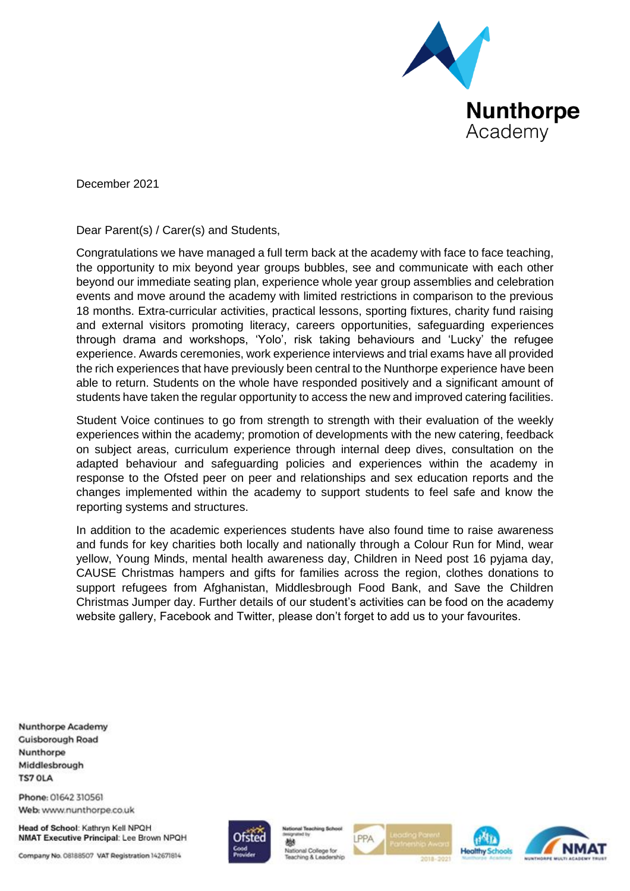Nunthorpe Academy

December 2021

Dear Parent(s) / Carer(s) and Students,

Congratulations we have managed a full term back at the academy with face to face teaching, the opportunity to mix beyond year groups bubbles, see and communicate with each other beyond our immediate seating plan, experience whole year group assemblies and celebration events and move around the academy with limited restrictions in comparison to the previous 18 months. Extra-curricular activities, practical lessons, sporting fixtures, charity fund raising and external visitors promoting literacy, careers opportunities, safeguarding experiences through drama and workshops, 'Yolo', risk taking behaviours and 'Lucky' the refugee experience. Awards ceremonies, work experience interviews and trial exams have all provided the rich experiences that have previously been central to the Nunthorpe experience have been able to return. Students on the whole have responded positively and a significant amount of students have taken the regular opportunity to access the new and improved catering facilities.

Student Voice continues to go from strength to strength with their evaluation of the weekly experiences within the academy; promotion of developments with the new catering, feedback on subject areas, curriculum experience through internal deep dives, consultation on the adapted behaviour and safeguarding policies and experiences within the academy in response to the Ofsted peer on peer and relationships and sex education reports and the changes implemented within the academy to support students to feel safe and know the reporting systems and structures.

In addition to the academic experiences students have also found time to raise awareness and funds for key charities both locally and nationally through a Colour Run for Mind, wear yellow, Young Minds, mental health awareness day, Children in Need post 16 pyjama day, CAUSE Christmas hampers and gifts for families across the region, clothes donations to support refugees from Afghanistan, Middlesbrough Food Bank, and Save the Children Christmas Jumper day. Further details of our student's activities can be food on the academy website gallery, Facebook and Twitter, please don't forget to add us to your favourites.

Nunthorpe Academy
Guisborough Road
Nunthorpe
Middlesbrough
TS7 0LA

**Phone**: 01642 310561
**Web**: www.nunthorpe.co.uk

**Head of School**: Kathryn Kell NPQH
**NMAT Executive Principal**: Lee Brown NPQH

Company No. 08188507 VAT Registration 142671814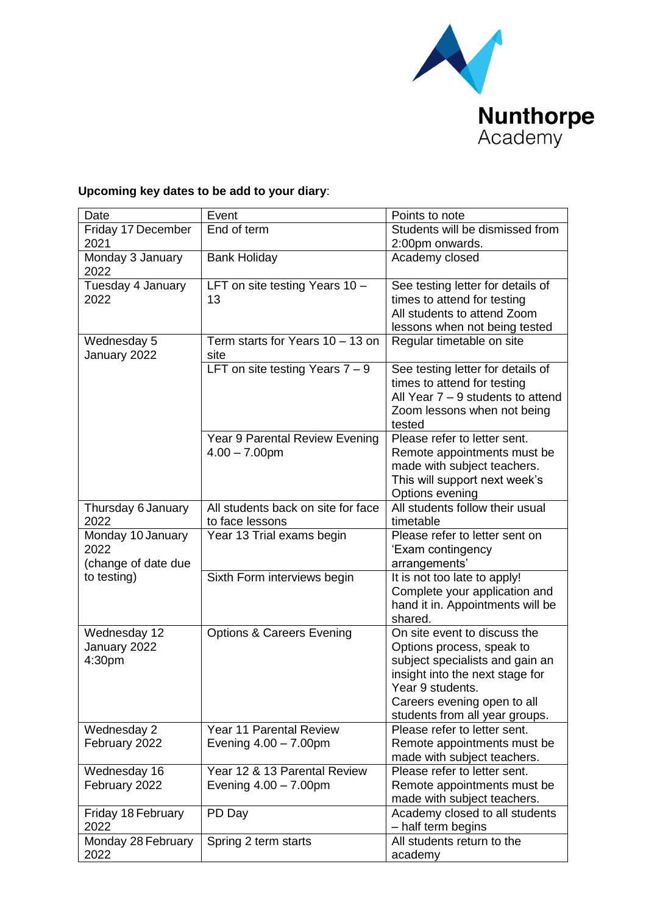**Upcoming key dates to be add to your diary**:

| Date | Event | Points to note |
|---|---|---|
| Friday 17 December 2021 | End of term | Students will be dismissed from 2:00pm onwards. |
| Monday 3 January 2022 | Bank Holiday | Academy closed |
| Tuesday 4 January 2022 | LFT on site testing Years 10 – 13 | See testing letter for details of times to attend for testing<br>All students to attend Zoom lessons when not being tested |
| Wednesday 5 January 2022 | Term starts for Years 10 – 13 on site | Regular timetable on site |
| | LFT on site testing Years 7 – 9 | See testing letter for details of times to attend for testing<br>All Year 7 – 9 students to attend Zoom lessons when not being tested |
| | Year 9 Parental Review Evening 4.00 – 7.00pm | Please refer to letter sent. Remote appointments must be made with subject teachers. This will support next week's Options evening |
| Thursday 6 January 2022 | All students back on site for face to face lessons | All students follow their usual timetable |
| Monday 10 January 2022 (change of date due to testing) | Year 13 Trial exams begin | Please refer to letter sent on 'Exam contingency arrangements' |
| | Sixth Form interviews begin | It is not too late to apply! Complete your application and hand it in. Appointments will be shared. |
| Wednesday 12 January 2022 4:30pm | Options & Careers Evening | On site event to discuss the Options process, speak to subject specialists and gain an insight into the next stage for Year 9 students.<br>Careers evening open to all students from all year groups. |
| Wednesday 2 February 2022 | Year 11 Parental Review Evening 4.00 – 7.00pm | Please refer to letter sent. Remote appointments must be made with subject teachers. |
| Wednesday 16 February 2022 | Year 12 & 13 Parental Review Evening 4.00 – 7.00pm | Please refer to letter sent. Remote appointments must be made with subject teachers. |
| Friday 18 February 2022 | PD Day | Academy closed to all students – half term begins |
| Monday 28 February 2022 | Spring 2 term starts | All students return to the academy |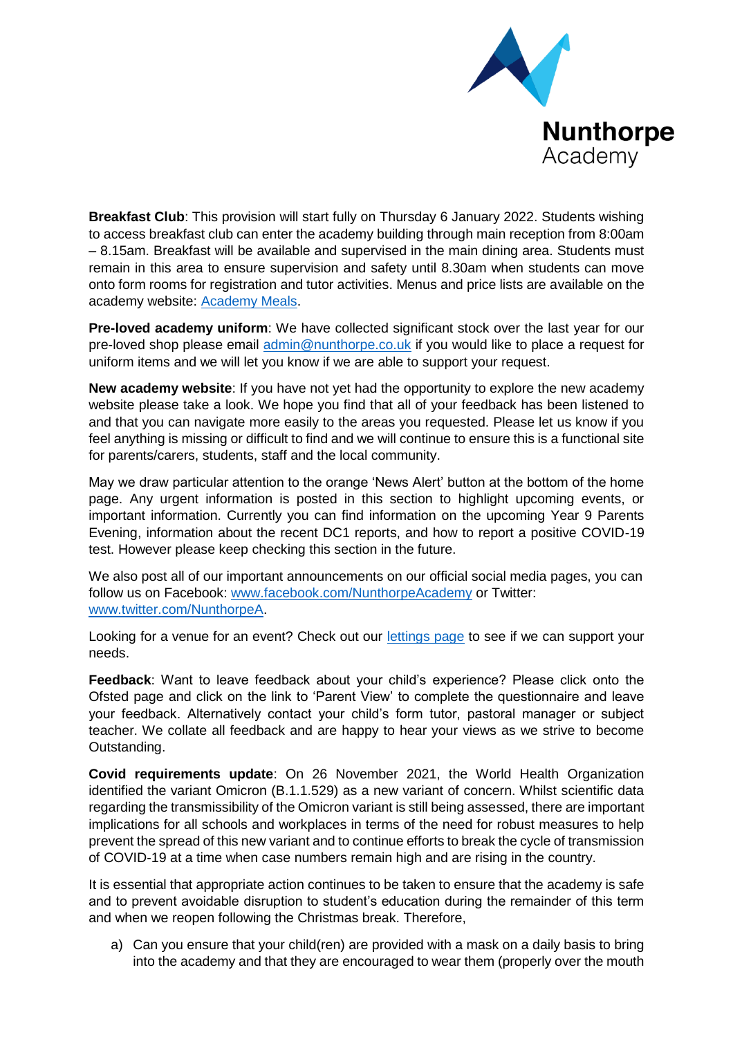**Breakfast Club**: This provision will start fully on Thursday 6 January 2022. Students wishing to access breakfast club can enter the academy building through main reception from 8:00am – 8.15am. Breakfast will be available and supervised in the main dining area. Students must remain in this area to ensure supervision and safety until 8.30am when students can move onto form rooms for registration and tutor activities. Menus and price lists are available on the academy website: Academy Meals.

**Pre-loved academy uniform**: We have collected significant stock over the last year for our pre-loved shop please email admin@nunthorpe.co.uk if you would like to place a request for uniform items and we will let you know if we are able to support your request.

**New academy website**: If you have not yet had the opportunity to explore the new academy website please take a look. We hope you find that all of your feedback has been listened to and that you can navigate more easily to the areas you requested. Please let us know if you feel anything is missing or difficult to find and we will continue to ensure this is a functional site for parents/carers, students, staff and the local community.

May we draw particular attention to the orange 'News Alert' button at the bottom of the home page. Any urgent information is posted in this section to highlight upcoming events, or important information. Currently you can find information on the upcoming Year 9 Parents Evening, information about the recent DC1 reports, and how to report a positive COVID-19 test. However please keep checking this section in the future.

We also post all of our important announcements on our official social media pages, you can follow us on Facebook: www.facebook.com/NunthorpeAcademy or Twitter: www.twitter.com/NunthorpeA.

Looking for a venue for an event? Check out our lettings page to see if we can support your needs.

**Feedback**: Want to leave feedback about your child's experience? Please click onto the Ofsted page and click on the link to 'Parent View' to complete the questionnaire and leave your feedback. Alternatively contact your child's form tutor, pastoral manager or subject teacher. We collate all feedback and are happy to hear your views as we strive to become Outstanding.

**Covid requirements update**: On 26 November 2021, the World Health Organization identified the variant Omicron (B.1.1.529) as a new variant of concern. Whilst scientific data regarding the transmissibility of the Omicron variant is still being assessed, there are important implications for all schools and workplaces in terms of the need for robust measures to help prevent the spread of this new variant and to continue efforts to break the cycle of transmission of COVID-19 at a time when case numbers remain high and are rising in the country.

It is essential that appropriate action continues to be taken to ensure that the academy is safe and to prevent avoidable disruption to student's education during the remainder of this term and when we reopen following the Christmas break. Therefore,

a) Can you ensure that your child(ren) are provided with a mask on a daily basis to bring into the academy and that they are encouraged to wear them (properly over the mouth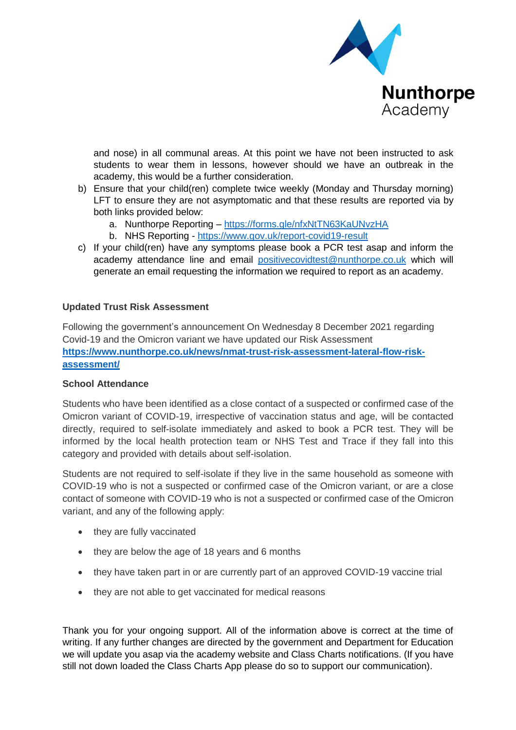and nose) in all communal areas. At this point we have not been instructed to ask students to wear them in lessons, however should we have an outbreak in the academy, this would be a further consideration.

b) Ensure that your child(ren) complete twice weekly (Monday and Thursday morning) LFT to ensure they are not asymptomatic and that these results are reported via by both links provided below:
   a. Nunthorpe Reporting – https://forms.gle/nfxNtTN63KaUNvzHA
   b. NHS Reporting - https://www.gov.uk/report-covid19-result

c) If your child(ren) have any symptoms please book a PCR test asap and inform the academy attendance line and email positivecovidtest@nunthorpe.co.uk which will generate an email requesting the information we required to report as an academy.

**Updated Trust Risk Assessment**

Following the government's announcement On Wednesday 8 December 2021 regarding Covid-19 and the Omicron variant we have updated our Risk Assessment **https://www.nunthorpe.co.uk/news/nmat-trust-risk-assessment-lateral-flow-risk-assessment/**

**School Attendance**

Students who have been identified as a close contact of a suspected or confirmed case of the Omicron variant of COVID-19, irrespective of vaccination status and age, will be contacted directly, required to self-isolate immediately and asked to book a PCR test. They will be informed by the local health protection team or NHS Test and Trace if they fall into this category and provided with details about self-isolation.

Students are not required to self-isolate if they live in the same household as someone with COVID-19 who is not a suspected or confirmed case of the Omicron variant, or are a close contact of someone with COVID-19 who is not a suspected or confirmed case of the Omicron variant, and any of the following apply:

- they are fully vaccinated
- they are below the age of 18 years and 6 months
- they have taken part in or are currently part of an approved COVID-19 vaccine trial
- they are not able to get vaccinated for medical reasons

Thank you for your ongoing support. All of the information above is correct at the time of writing. If any further changes are directed by the government and Department for Education we will update you asap via the academy website and Class Charts notifications. (If you have still not down loaded the Class Charts App please do so to support our communication).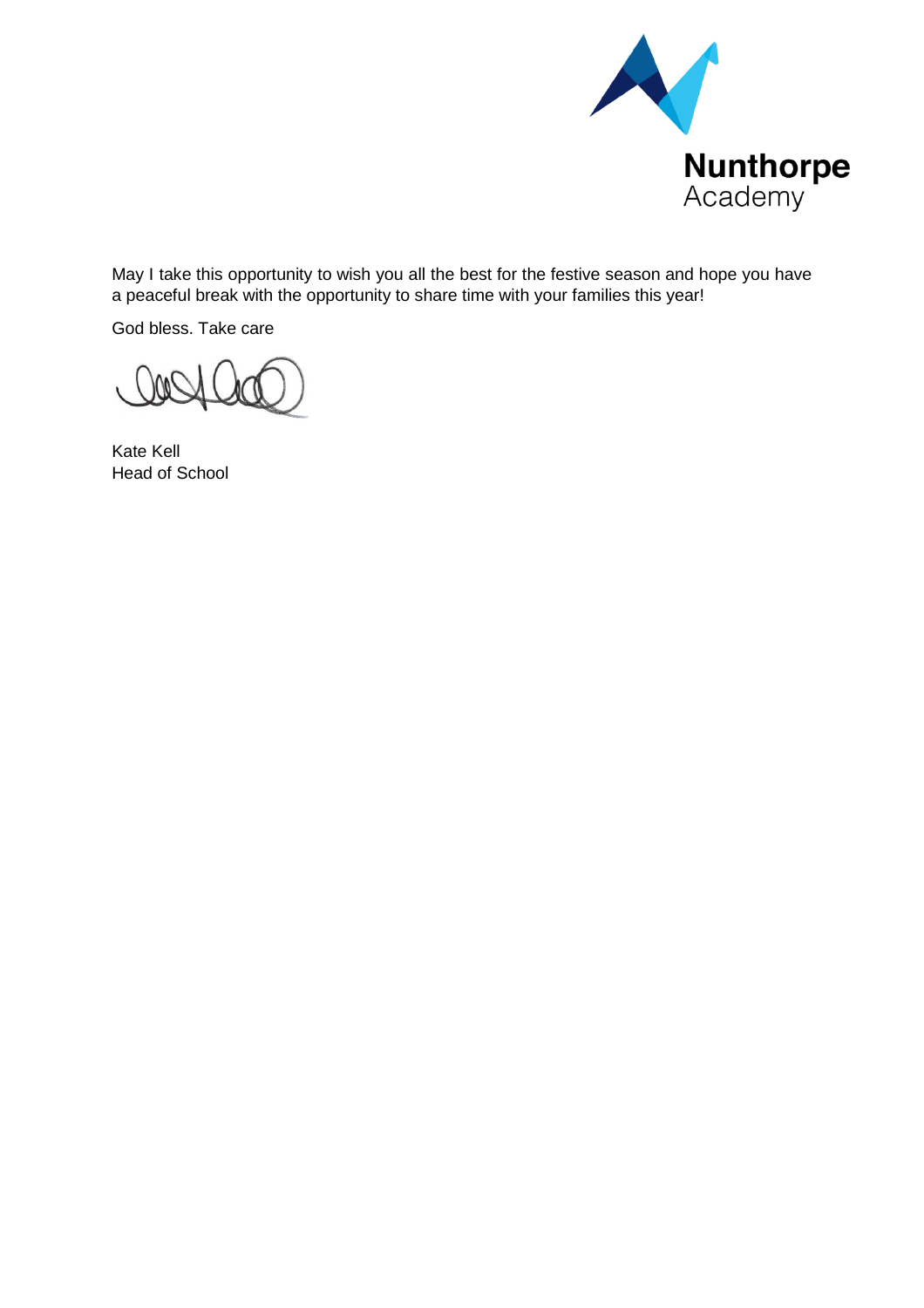Nunthorpe
Academy

May I take this opportunity to wish you all the best for the festive season and hope you have a peaceful break with the opportunity to share time with your families this year!

God bless. Take care

Kate Kell
Head of School